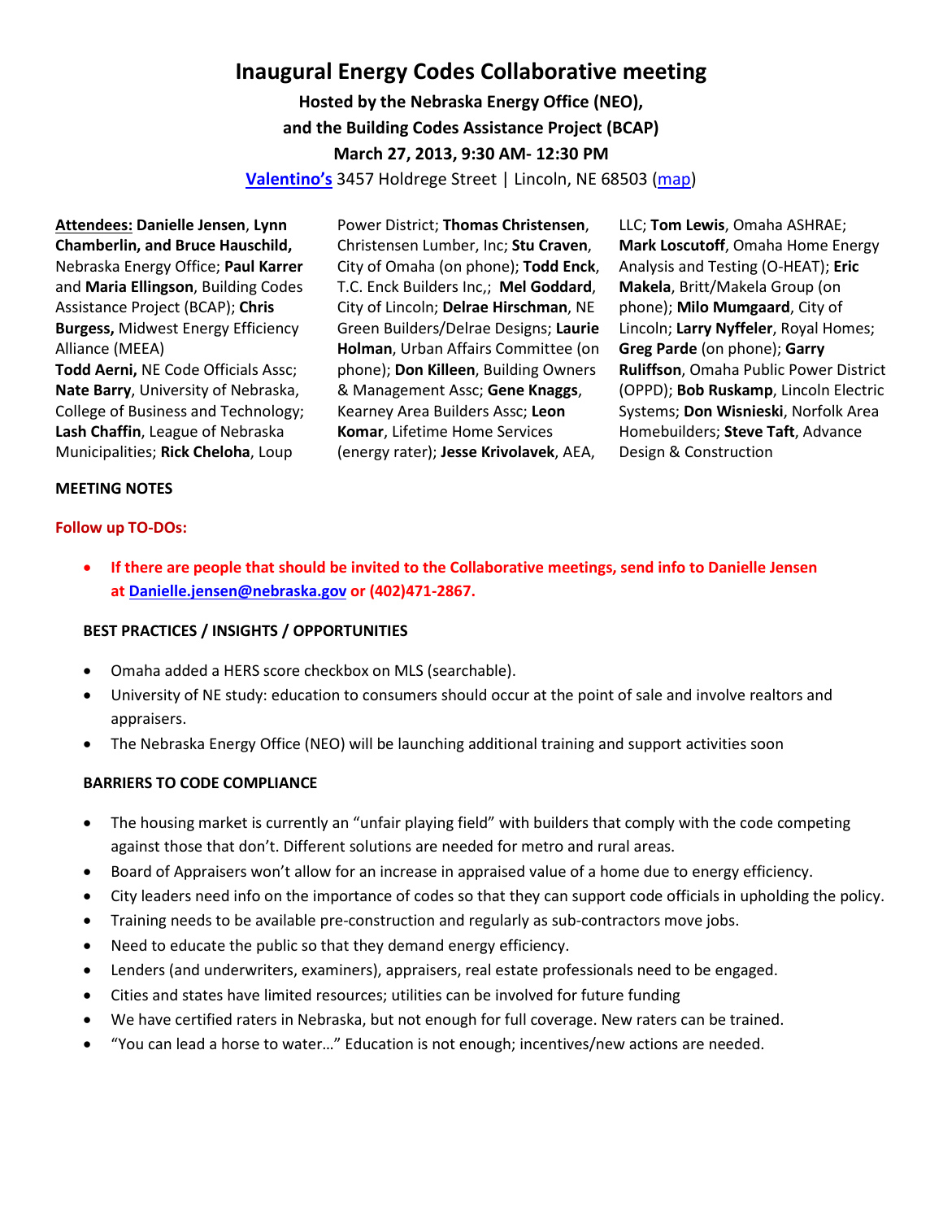# Inaugural Energy Codes Collaborative meeting

**Hosted by the Nebraska Energy Office (NEO),**
**and the Building Codes Assistance Project (BCAP)**
**March 27, 2013, 9:30 AM- 12:30 PM**

[Valentino's](#) 3457 Holdrege Street | Lincoln, NE 68503 ([map](#))

**Attendees:** **Danielle Jensen**, **Lynn Chamberlin, and Bruce Hauschild,** Nebraska Energy Office; **Paul Karrer** and **Maria Ellingson**, Building Codes Assistance Project (BCAP); **Chris Burgess,** Midwest Energy Efficiency Alliance (MEEA)
**Todd Aerni,** NE Code Officials Assc; **Nate Barry**, University of Nebraska, College of Business and Technology; **Lash Chaffin**, League of Nebraska Municipalities; **Rick Cheloha**, Loup Power District; **Thomas Christensen**, Christensen Lumber, Inc; **Stu Craven**, City of Omaha (on phone); **Todd Enck**, T.C. Enck Builders Inc,; **Mel Goddard**, City of Lincoln; **Delrae Hirschman**, NE Green Builders/Delrae Designs; **Laurie Holman**, Urban Affairs Committee (on phone); **Don Killeen**, Building Owners & Management Assc; **Gene Knaggs**, Kearney Area Builders Assc; **Leon Komar**, Lifetime Home Services (energy rater); **Jesse Krivolavek**, AEA, LLC; **Tom Lewis**, Omaha ASHRAE; **Mark Loscutoff**, Omaha Home Energy Analysis and Testing (O-HEAT); **Eric Makela**, Britt/Makela Group (on phone); **Milo Mumgaard**, City of Lincoln; **Larry Nyffeler**, Royal Homes; **Greg Parde** (on phone); **Garry Ruliffson**, Omaha Public Power District (OPPD); **Bob Ruskamp**, Lincoln Electric Systems; **Don Wisnieski**, Norfolk Area Homebuilders; **Steve Taft**, Advance Design & Construction

**MEETING NOTES**

**Follow up TO-DOs:**

- **If there are people that should be invited to the Collaborative meetings, send info to Danielle Jensen at [Danielle.jensen@nebraska.gov](mailto:Danielle.jensen@nebraska.gov) or (402)471-2867.**

**BEST PRACTICES / INSIGHTS / OPPORTUNITIES**

- Omaha added a HERS score checkbox on MLS (searchable).
- University of NE study: education to consumers should occur at the point of sale and involve realtors and appraisers.
- The Nebraska Energy Office (NEO) will be launching additional training and support activities soon

**BARRIERS TO CODE COMPLIANCE**

- The housing market is currently an "unfair playing field" with builders that comply with the code competing against those that don't. Different solutions are needed for metro and rural areas.
- Board of Appraisers won't allow for an increase in appraised value of a home due to energy efficiency.
- City leaders need info on the importance of codes so that they can support code officials in upholding the policy.
- Training needs to be available pre-construction and regularly as sub-contractors move jobs.
- Need to educate the public so that they demand energy efficiency.
- Lenders (and underwriters, examiners), appraisers, real estate professionals need to be engaged.
- Cities and states have limited resources; utilities can be involved for future funding
- We have certified raters in Nebraska, but not enough for full coverage. New raters can be trained.
- "You can lead a horse to water…" Education is not enough; incentives/new actions are needed.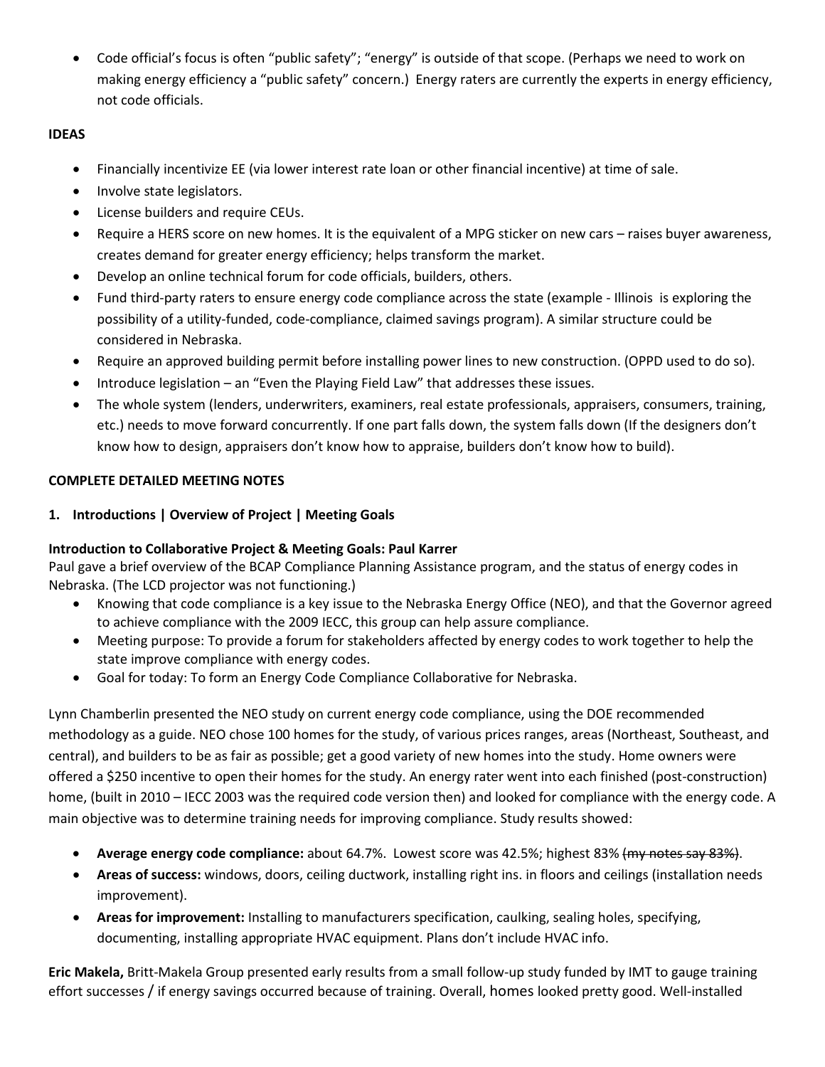- Code official's focus is often "public safety"; "energy" is outside of that scope. (Perhaps we need to work on making energy efficiency a "public safety" concern.) Energy raters are currently the experts in energy efficiency, not code officials.

**IDEAS**

- Financially incentivize EE (via lower interest rate loan or other financial incentive) at time of sale.
- Involve state legislators.
- License builders and require CEUs.
- Require a HERS score on new homes. It is the equivalent of a MPG sticker on new cars – raises buyer awareness, creates demand for greater energy efficiency; helps transform the market.
- Develop an online technical forum for code officials, builders, others.
- Fund third-party raters to ensure energy code compliance across the state (example - Illinois is exploring the possibility of a utility-funded, code-compliance, claimed savings program). A similar structure could be considered in Nebraska.
- Require an approved building permit before installing power lines to new construction. (OPPD used to do so).
- Introduce legislation – an "Even the Playing Field Law" that addresses these issues.
- The whole system (lenders, underwriters, examiners, real estate professionals, appraisers, consumers, training, etc.) needs to move forward concurrently. If one part falls down, the system falls down (If the designers don't know how to design, appraisers don't know how to appraise, builders don't know how to build).

**COMPLETE DETAILED MEETING NOTES**

**1. Introductions | Overview of Project | Meeting Goals**

**Introduction to Collaborative Project & Meeting Goals: Paul Karrer**

Paul gave a brief overview of the BCAP Compliance Planning Assistance program, and the status of energy codes in Nebraska. (The LCD projector was not functioning.)

- Knowing that code compliance is a key issue to the Nebraska Energy Office (NEO), and that the Governor agreed to achieve compliance with the 2009 IECC, this group can help assure compliance.
- Meeting purpose: To provide a forum for stakeholders affected by energy codes to work together to help the state improve compliance with energy codes.
- Goal for today: To form an Energy Code Compliance Collaborative for Nebraska.

Lynn Chamberlin presented the NEO study on current energy code compliance, using the DOE recommended methodology as a guide. NEO chose 100 homes for the study, of various prices ranges, areas (Northeast, Southeast, and central), and builders to be as fair as possible; get a good variety of new homes into the study. Home owners were offered a $250 incentive to open their homes for the study. An energy rater went into each finished (post-construction) home, (built in 2010 – IECC 2003 was the required code version then) and looked for compliance with the energy code. A main objective was to determine training needs for improving compliance. Study results showed:

- **Average energy code compliance:** about 64.7%. Lowest score was 42.5%; highest 83% ~~(my notes say 83%)~~.
- **Areas of success:** windows, doors, ceiling ductwork, installing right ins. in floors and ceilings (installation needs improvement).
- **Areas for improvement:** Installing to manufacturers specification, caulking, sealing holes, specifying, documenting, installing appropriate HVAC equipment. Plans don't include HVAC info.

**Eric Makela,** Britt-Makela Group presented early results from a small follow-up study funded by IMT to gauge training effort successes / if energy savings occurred because of training. Overall, homes looked pretty good. Well-installed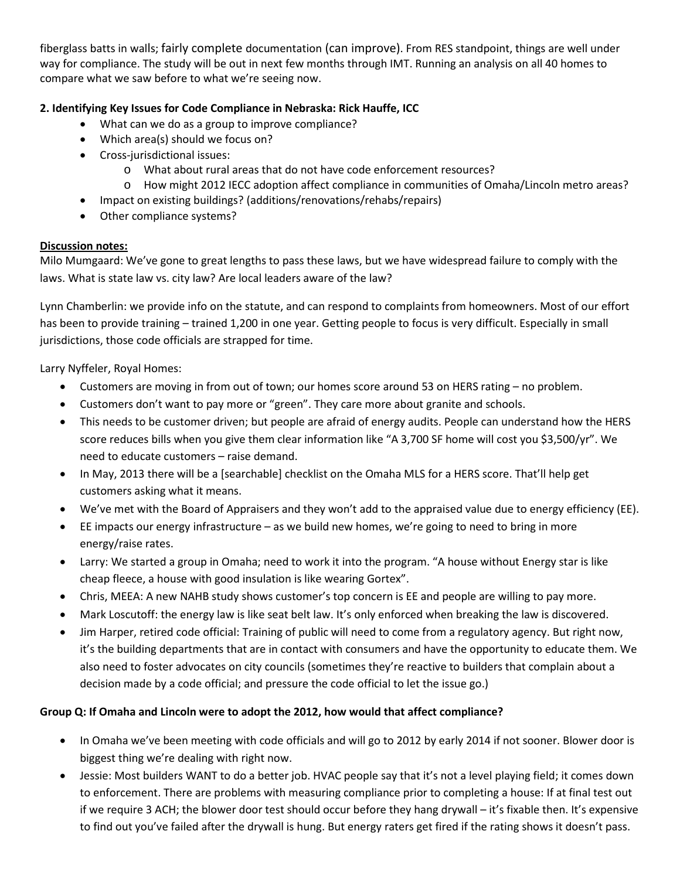fiberglass batts in walls; fairly complete documentation (can improve). From RES standpoint, things are well under way for compliance. The study will be out in next few months through IMT. Running an analysis on all 40 homes to compare what we saw before to what we're seeing now.

**2. Identifying Key Issues for Code Compliance in Nebraska: Rick Hauffe, ICC**

- What can we do as a group to improve compliance?
- Which area(s) should we focus on?
- Cross-jurisdictional issues:
  - What about rural areas that do not have code enforcement resources?
  - How might 2012 IECC adoption affect compliance in communities of Omaha/Lincoln metro areas?
- Impact on existing buildings? (additions/renovations/rehabs/repairs)
- Other compliance systems?

**Discussion notes:**

Milo Mumgaard: We've gone to great lengths to pass these laws, but we have widespread failure to comply with the laws. What is state law vs. city law? Are local leaders aware of the law?

Lynn Chamberlin: we provide info on the statute, and can respond to complaints from homeowners. Most of our effort has been to provide training – trained 1,200 in one year. Getting people to focus is very difficult. Especially in small jurisdictions, those code officials are strapped for time.

Larry Nyffeler, Royal Homes:

- Customers are moving in from out of town; our homes score around 53 on HERS rating – no problem.
- Customers don't want to pay more or "green". They care more about granite and schools.
- This needs to be customer driven; but people are afraid of energy audits. People can understand how the HERS score reduces bills when you give them clear information like "A 3,700 SF home will cost you $3,500/yr". We need to educate customers – raise demand.
- In May, 2013 there will be a [searchable] checklist on the Omaha MLS for a HERS score. That'll help get customers asking what it means.
- We've met with the Board of Appraisers and they won't add to the appraised value due to energy efficiency (EE).
- EE impacts our energy infrastructure – as we build new homes, we're going to need to bring in more energy/raise rates.
- Larry: We started a group in Omaha; need to work it into the program. "A house without Energy star is like cheap fleece, a house with good insulation is like wearing Gortex".
- Chris, MEEA: A new NAHB study shows customer's top concern is EE and people are willing to pay more.
- Mark Loscutoff: the energy law is like seat belt law. It's only enforced when breaking the law is discovered.
- Jim Harper, retired code official: Training of public will need to come from a regulatory agency. But right now, it's the building departments that are in contact with consumers and have the opportunity to educate them. We also need to foster advocates on city councils (sometimes they're reactive to builders that complain about a decision made by a code official; and pressure the code official to let the issue go.)

**Group Q: If Omaha and Lincoln were to adopt the 2012, how would that affect compliance?**

- In Omaha we've been meeting with code officials and will go to 2012 by early 2014 if not sooner. Blower door is biggest thing we're dealing with right now.
- Jessie: Most builders WANT to do a better job. HVAC people say that it's not a level playing field; it comes down to enforcement. There are problems with measuring compliance prior to completing a house: If at final test out if we require 3 ACH; the blower door test should occur before they hang drywall – it's fixable then. It's expensive to find out you've failed after the drywall is hung. But energy raters get fired if the rating shows it doesn't pass.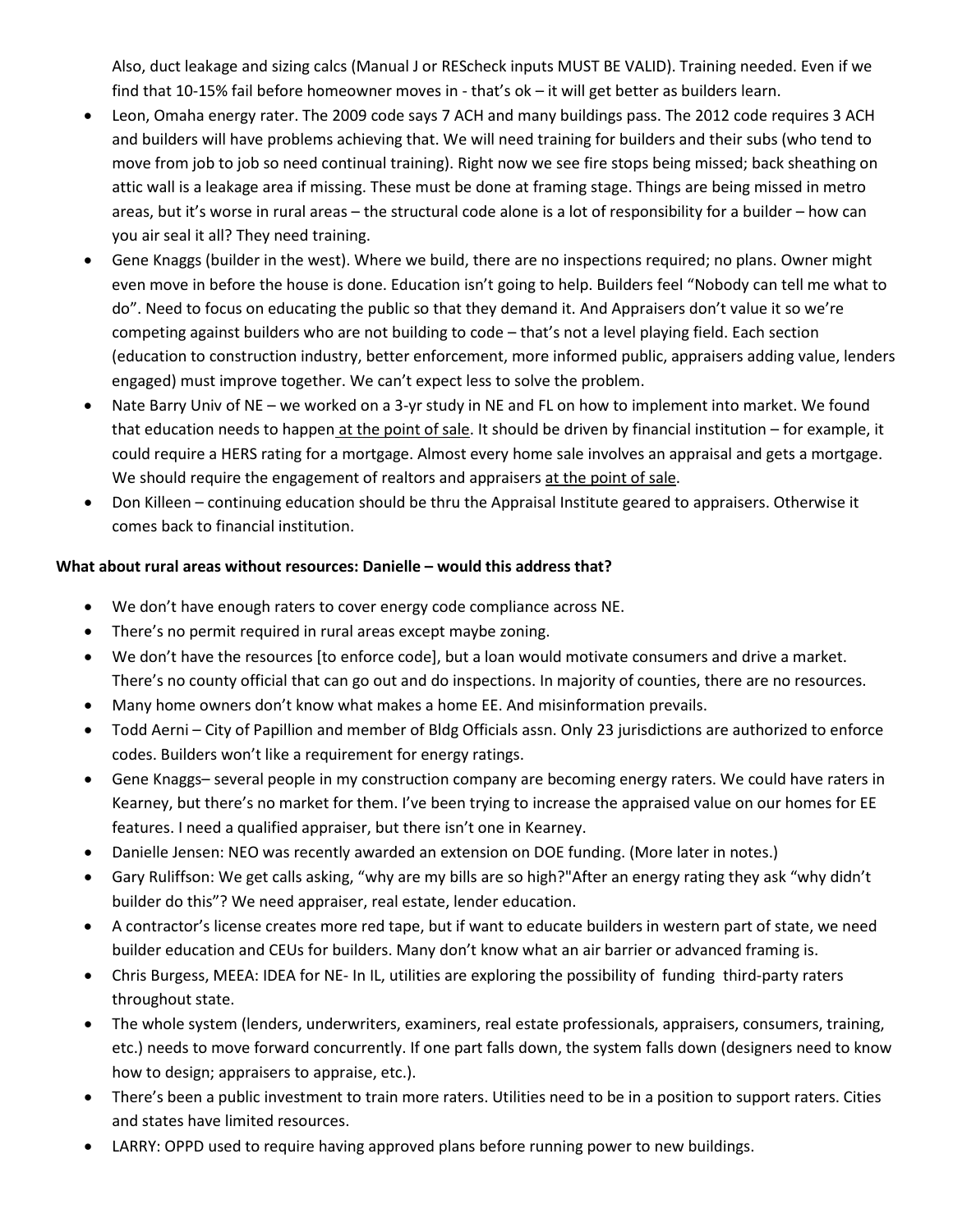Also, duct leakage and sizing calcs (Manual J or REScheck inputs MUST BE VALID). Training needed. Even if we find that 10-15% fail before homeowner moves in - that's ok – it will get better as builders learn.

- Leon, Omaha energy rater. The 2009 code says 7 ACH and many buildings pass. The 2012 code requires 3 ACH and builders will have problems achieving that. We will need training for builders and their subs (who tend to move from job to job so need continual training). Right now we see fire stops being missed; back sheathing on attic wall is a leakage area if missing. These must be done at framing stage. Things are being missed in metro areas, but it's worse in rural areas – the structural code alone is a lot of responsibility for a builder – how can you air seal it all? They need training.
- Gene Knaggs (builder in the west). Where we build, there are no inspections required; no plans. Owner might even move in before the house is done. Education isn't going to help. Builders feel "Nobody can tell me what to do". Need to focus on educating the public so that they demand it. And Appraisers don't value it so we're competing against builders who are not building to code – that's not a level playing field. Each section (education to construction industry, better enforcement, more informed public, appraisers adding value, lenders engaged) must improve together. We can't expect less to solve the problem.
- Nate Barry Univ of NE – we worked on a 3-yr study in NE and FL on how to implement into market. We found that education needs to happen <u>at the point of sale</u>. It should be driven by financial institution – for example, it could require a HERS rating for a mortgage. Almost every home sale involves an appraisal and gets a mortgage. We should require the engagement of realtors and appraisers <u>at the point of sale</u>.
- Don Killeen – continuing education should be thru the Appraisal Institute geared to appraisers. Otherwise it comes back to financial institution.

**What about rural areas without resources: Danielle – would this address that?**

- We don't have enough raters to cover energy code compliance across NE.
- There's no permit required in rural areas except maybe zoning.
- We don't have the resources [to enforce code], but a loan would motivate consumers and drive a market. There's no county official that can go out and do inspections. In majority of counties, there are no resources.
- Many home owners don't know what makes a home EE. And misinformation prevails.
- Todd Aerni – City of Papillion and member of Bldg Officials assn. Only 23 jurisdictions are authorized to enforce codes. Builders won't like a requirement for energy ratings.
- Gene Knaggs– several people in my construction company are becoming energy raters. We could have raters in Kearney, but there's no market for them. I've been trying to increase the appraised value on our homes for EE features. I need a qualified appraiser, but there isn't one in Kearney.
- Danielle Jensen: NEO was recently awarded an extension on DOE funding. (More later in notes.)
- Gary Ruliffson: We get calls asking, "why are my bills are so high?"After an energy rating they ask "why didn't builder do this"? We need appraiser, real estate, lender education.
- A contractor's license creates more red tape, but if want to educate builders in western part of state, we need builder education and CEUs for builders. Many don't know what an air barrier or advanced framing is.
- Chris Burgess, MEEA: IDEA for NE- In IL, utilities are exploring the possibility of funding third-party raters throughout state.
- The whole system (lenders, underwriters, examiners, real estate professionals, appraisers, consumers, training, etc.) needs to move forward concurrently. If one part falls down, the system falls down (designers need to know how to design; appraisers to appraise, etc.).
- There's been a public investment to train more raters. Utilities need to be in a position to support raters. Cities and states have limited resources.
- LARRY: OPPD used to require having approved plans before running power to new buildings.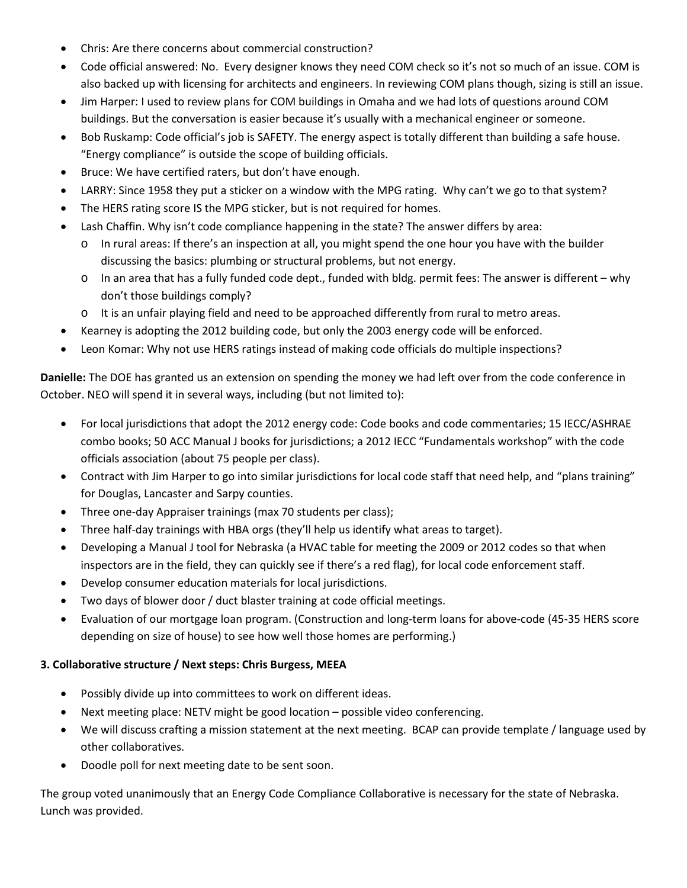- Chris: Are there concerns about commercial construction?
- Code official answered: No. Every designer knows they need COM check so it's not so much of an issue. COM is also backed up with licensing for architects and engineers. In reviewing COM plans though, sizing is still an issue.
- Jim Harper: I used to review plans for COM buildings in Omaha and we had lots of questions around COM buildings. But the conversation is easier because it's usually with a mechanical engineer or someone.
- Bob Ruskamp: Code official's job is SAFETY. The energy aspect is totally different than building a safe house. "Energy compliance" is outside the scope of building officials.
- Bruce: We have certified raters, but don't have enough.
- LARRY: Since 1958 they put a sticker on a window with the MPG rating. Why can't we go to that system?
- The HERS rating score IS the MPG sticker, but is not required for homes.
- Lash Chaffin. Why isn't code compliance happening in the state? The answer differs by area:
  - In rural areas: If there's an inspection at all, you might spend the one hour you have with the builder discussing the basics: plumbing or structural problems, but not energy.
  - In an area that has a fully funded code dept., funded with bldg. permit fees: The answer is different – why don't those buildings comply?
  - It is an unfair playing field and need to be approached differently from rural to metro areas.
- Kearney is adopting the 2012 building code, but only the 2003 energy code will be enforced.
- Leon Komar: Why not use HERS ratings instead of making code officials do multiple inspections?

**Danielle:** The DOE has granted us an extension on spending the money we had left over from the code conference in October. NEO will spend it in several ways, including (but not limited to):

- For local jurisdictions that adopt the 2012 energy code: Code books and code commentaries; 15 IECC/ASHRAE combo books; 50 ACC Manual J books for jurisdictions; a 2012 IECC "Fundamentals workshop" with the code officials association (about 75 people per class).
- Contract with Jim Harper to go into similar jurisdictions for local code staff that need help, and "plans training" for Douglas, Lancaster and Sarpy counties.
- Three one-day Appraiser trainings (max 70 students per class);
- Three half-day trainings with HBA orgs (they'll help us identify what areas to target).
- Developing a Manual J tool for Nebraska (a HVAC table for meeting the 2009 or 2012 codes so that when inspectors are in the field, they can quickly see if there's a red flag), for local code enforcement staff.
- Develop consumer education materials for local jurisdictions.
- Two days of blower door / duct blaster training at code official meetings.
- Evaluation of our mortgage loan program. (Construction and long-term loans for above-code (45-35 HERS score depending on size of house) to see how well those homes are performing.)

**3. Collaborative structure / Next steps: Chris Burgess, MEEA**

- Possibly divide up into committees to work on different ideas.
- Next meeting place: NETV might be good location – possible video conferencing.
- We will discuss crafting a mission statement at the next meeting. BCAP can provide template / language used by other collaboratives.
- Doodle poll for next meeting date to be sent soon.

The group voted unanimously that an Energy Code Compliance Collaborative is necessary for the state of Nebraska. Lunch was provided.